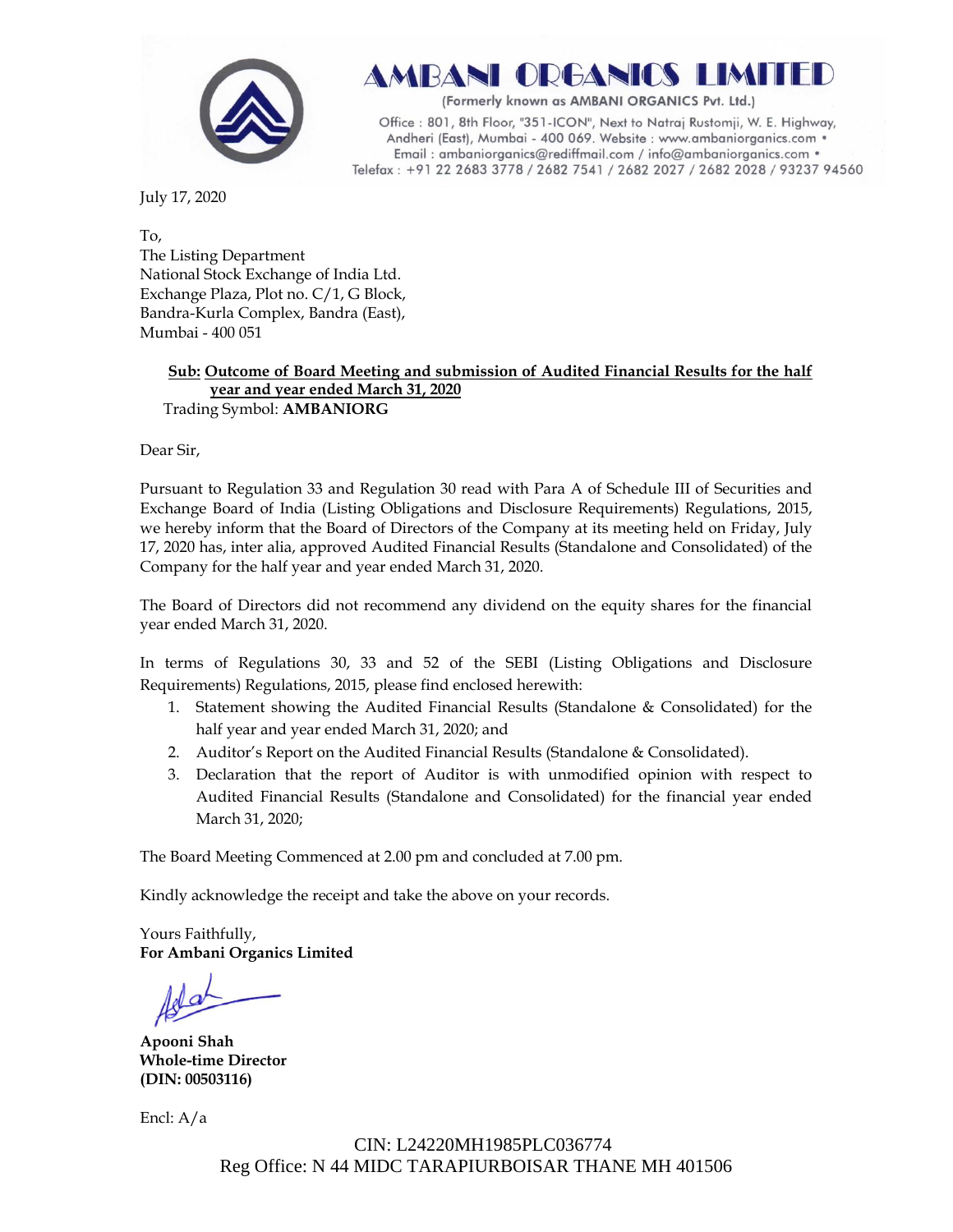# AMBANI ORGANICS LIMITED

(Formerly known as AMBANI ORGANICS Pvt. Ltd.)

Office : 801, 8th Floor, "351-ICON", Next to Natraj Rustomji, W. E. Highway, Andheri (East), Mumbai - 400 069. Website : www.ambaniorganics.com • Email : ambaniorganics@rediffmail.com / info@ambaniorganics.com • Telefax : +91 22 2683 3778 / 2682 7541 / 2682 2027 / 2682 2028 / 93237 94560

July 17, 2020

To,
The Listing Department
National Stock Exchange of India Ltd.
Exchange Plaza, Plot no. C/1, G Block,
Bandra-Kurla Complex, Bandra (East),
Mumbai - 400 051

**Sub: Outcome of Board Meeting and submission of Audited Financial Results for the half year and year ended March 31, 2020**
Trading Symbol: **AMBANIORG**

Dear Sir,

Pursuant to Regulation 33 and Regulation 30 read with Para A of Schedule III of Securities and Exchange Board of India (Listing Obligations and Disclosure Requirements) Regulations, 2015, we hereby inform that the Board of Directors of the Company at its meeting held on Friday, July 17, 2020 has, inter alia, approved Audited Financial Results (Standalone and Consolidated) of the Company for the half year and year ended March 31, 2020.

The Board of Directors did not recommend any dividend on the equity shares for the financial year ended March 31, 2020.

In terms of Regulations 30, 33 and 52 of the SEBI (Listing Obligations and Disclosure Requirements) Regulations, 2015, please find enclosed herewith:

1. Statement showing the Audited Financial Results (Standalone & Consolidated) for the half year and year ended March 31, 2020; and
2. Auditor's Report on the Audited Financial Results (Standalone & Consolidated).
3. Declaration that the report of Auditor is with unmodified opinion with respect to Audited Financial Results (Standalone and Consolidated) for the financial year ended March 31, 2020;

The Board Meeting Commenced at 2.00 pm and concluded at 7.00 pm.

Kindly acknowledge the receipt and take the above on your records.

Yours Faithfully,
**For Ambani Organics Limited**

**Apooni Shah**
**Whole-time Director**
**(DIN: 00503116)**

Encl: A/a

CIN: L24220MH1985PLC036774
Reg Office: N 44 MIDC TARAPIURBOISAR THANE MH 401506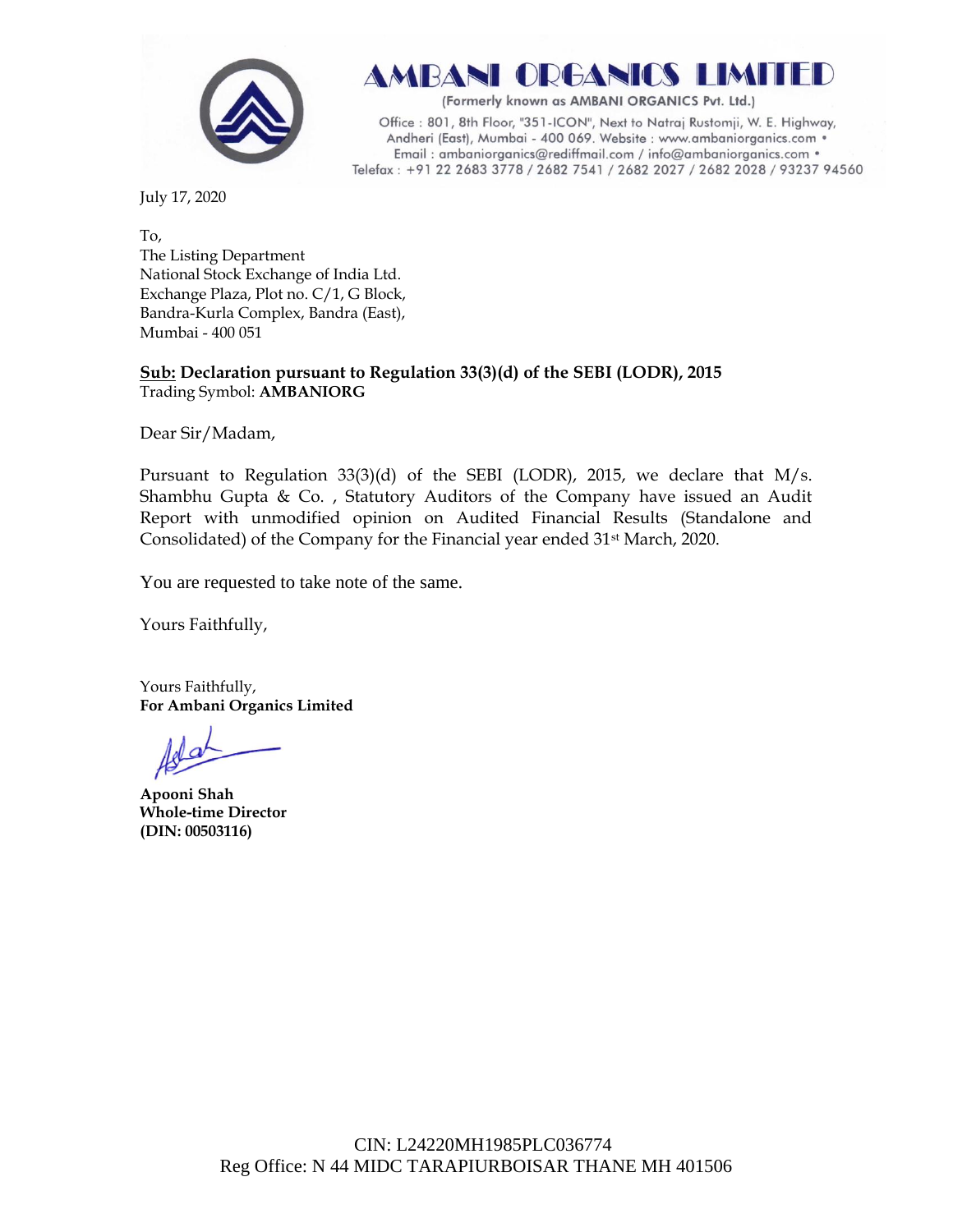# AMBANI ORGANICS LIMITED

(Formerly known as AMBANI ORGANICS Pvt. Ltd.)

Office : 801, 8th Floor, "351-ICON", Next to Natraj Rustomji, W. E. Highway, Andheri (East), Mumbai - 400 069. Website : www.ambaniorganics.com • Email : ambaniorganics@rediffmail.com / info@ambaniorganics.com • Telefax : +91 22 2683 3778 / 2682 7541 / 2682 2027 / 2682 2028 / 93237 94560

July 17, 2020

To,
The Listing Department
National Stock Exchange of India Ltd.
Exchange Plaza, Plot no. C/1, G Block,
Bandra-Kurla Complex, Bandra (East),
Mumbai - 400 051

**Sub: Declaration pursuant to Regulation 33(3)(d) of the SEBI (LODR), 2015**
Trading Symbol: **AMBANIORG**

Dear Sir/Madam,

Pursuant to Regulation 33(3)(d) of the SEBI (LODR), 2015, we declare that M/s. Shambhu Gupta & Co. , Statutory Auditors of the Company have issued an Audit Report with unmodified opinion on Audited Financial Results (Standalone and Consolidated) of the Company for the Financial year ended 31st March, 2020.

You are requested to take note of the same.

Yours Faithfully,

Yours Faithfully,
**For Ambani Organics Limited**

**Apooni Shah**
**Whole-time Director**
**(DIN: 00503116)**

CIN: L24220MH1985PLC036774
Reg Office: N 44 MIDC TARAPIURBOISAR THANE MH 401506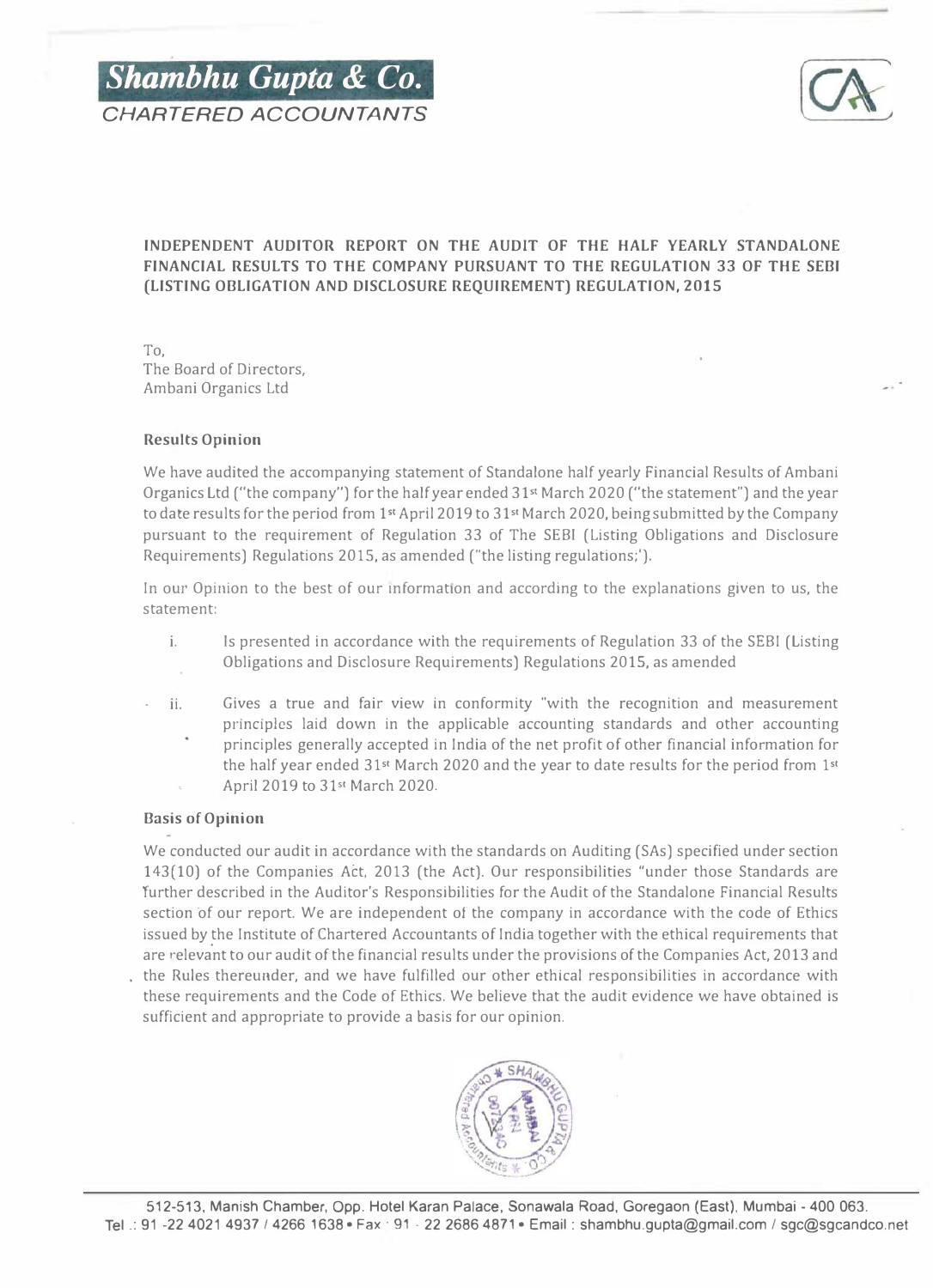**Shambhu Gupta & Co.**
*CHARTERED ACCOUNTANTS*

# INDEPENDENT AUDITOR REPORT ON THE AUDIT OF THE HALF YEARLY STANDALONE FINANCIAL RESULTS TO THE COMPANY PURSUANT TO THE REGULATION 33 OF THE SEBI (LISTING OBLIGATION AND DISCLOSURE REQUIREMENT) REGULATION, 2015

To,
The Board of Directors,
Ambani Organics Ltd

## Results Opinion

We have audited the accompanying statement of Standalone half yearly Financial Results of Ambani Organics Ltd ("the company") for the half year ended 31st March 2020 ("the statement") and the year to date results for the period from 1st April 2019 to 31st March 2020, being submitted by the Company pursuant to the requirement of Regulation 33 of The SEBI (Listing Obligations and Disclosure Requirements) Regulations 2015, as amended ("the listing regulations;').

In our Opinion to the best of our information and according to the explanations given to us, the statement:

i. Is presented in accordance with the requirements of Regulation 33 of the SEBI (Listing Obligations and Disclosure Requirements) Regulations 2015, as amended

ii. Gives a true and fair view in conformity "with the recognition and measurement principles laid down in the applicable accounting standards and other accounting principles generally accepted in India of the net profit of other financial information for the half year ended 31st March 2020 and the year to date results for the period from 1st April 2019 to 31st March 2020.

## Basis of Opinion

We conducted our audit in accordance with the standards on Auditing (SAs) specified under section 143(10) of the Companies Act, 2013 (the Act). Our responsibilities "under those Standards are further described in the Auditor's Responsibilities for the Audit of the Standalone Financial Results section of our report. We are independent of the company in accordance with the code of Ethics issued by the Institute of Chartered Accountants of India together with the ethical requirements that are relevant to our audit of the financial results under the provisions of the Companies Act, 2013 and the Rules thereunder, and we have fulfilled our other ethical responsibilities in accordance with these requirements and the Code of Ethics. We believe that the audit evidence we have obtained is sufficient and appropriate to provide a basis for our opinion.

512-513, Manish Chamber, Opp. Hotel Karan Palace, Sonawala Road, Goregaon (East), Mumbai - 400 063.
Tel.: 91 -22 4021 4937 / 4266 1638 • Fax : 91 - 22 2686 4871 • Email : shambhu.gupta@gmail.com / sgc@sgcandco.net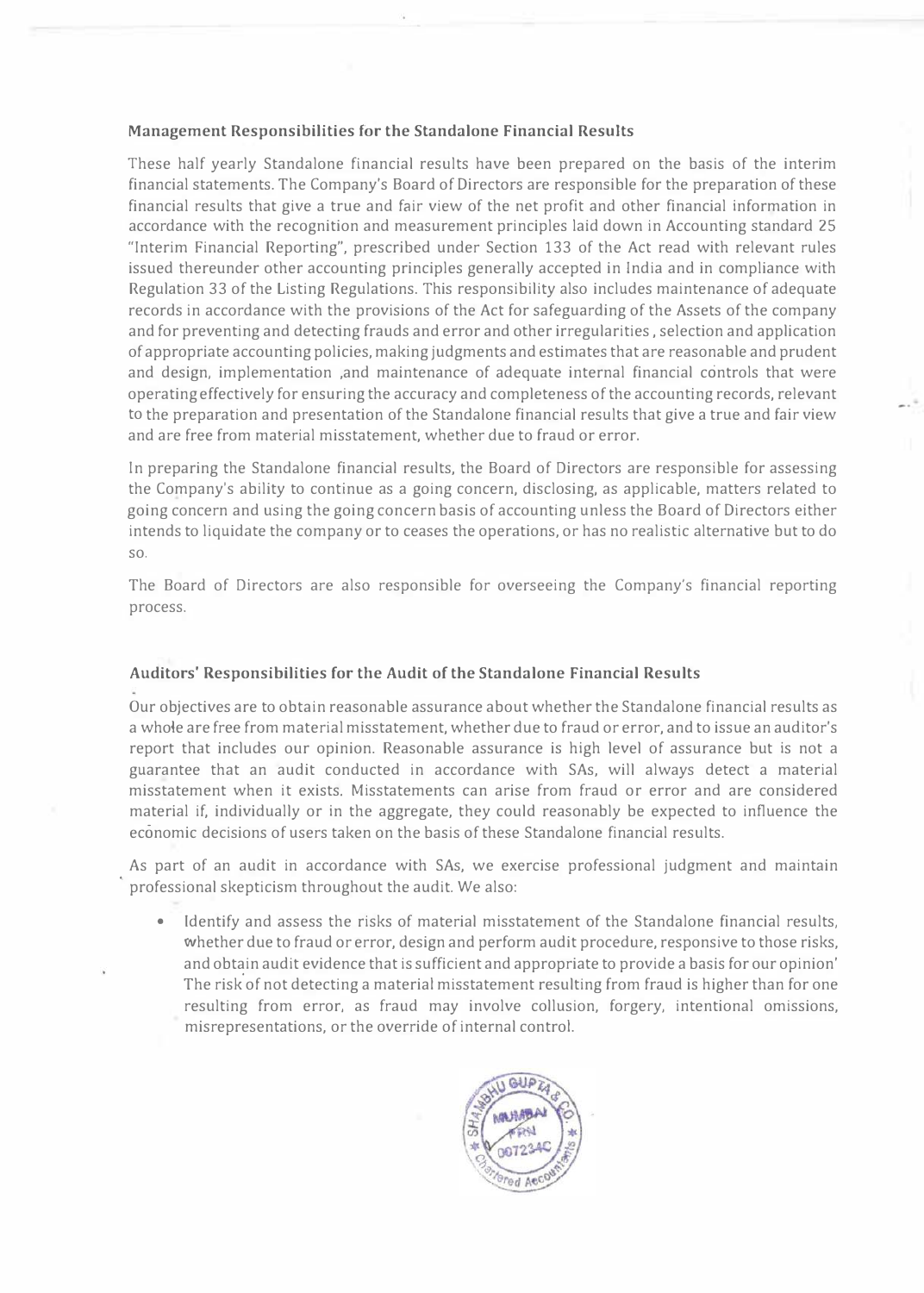### Management Responsibilities for the Standalone Financial Results

These half yearly Standalone financial results have been prepared on the basis of the interim financial statements. The Company's Board of Directors are responsible for the preparation of these financial results that give a true and fair view of the net profit and other financial information in accordance with the recognition and measurement principles laid down in Accounting standard 25 "Interim Financial Reporting", prescribed under Section 133 of the Act read with relevant rules issued thereunder other accounting principles generally accepted in India and in compliance with Regulation 33 of the Listing Regulations. This responsibility also includes maintenance of adequate records in accordance with the provisions of the Act for safeguarding of the Assets of the company and for preventing and detecting frauds and error and other irregularities , selection and application of appropriate accounting policies, making judgments and estimates that are reasonable and prudent and design, implementation ,and maintenance of adequate internal financial controls that were operating effectively for ensuring the accuracy and completeness of the accounting records, relevant to the preparation and presentation of the Standalone financial results that give a true and fair view and are free from material misstatement, whether due to fraud or error.

In preparing the Standalone financial results, the Board of Directors are responsible for assessing the Company's ability to continue as a going concern, disclosing, as applicable, matters related to going concern and using the going concern basis of accounting unless the Board of Directors either intends to liquidate the company or to ceases the operations, or has no realistic alternative but to do so.

The Board of Directors are also responsible for overseeing the Company's financial reporting process.

### Auditors' Responsibilities for the Audit of the Standalone Financial Results

Our objectives are to obtain reasonable assurance about whether the Standalone financial results as a whole are free from material misstatement, whether due to fraud or error, and to issue an auditor's report that includes our opinion. Reasonable assurance is high level of assurance but is not a guarantee that an audit conducted in accordance with SAs, will always detect a material misstatement when it exists. Misstatements can arise from fraud or error and are considered material if, individually or in the aggregate, they could reasonably be expected to influence the economic decisions of users taken on the basis of these Standalone financial results.

As part of an audit in accordance with SAs, we exercise professional judgment and maintain professional skepticism throughout the audit. We also:

- Identify and assess the risks of material misstatement of the Standalone financial results, whether due to fraud or error, design and perform audit procedure, responsive to those risks, and obtain audit evidence that is sufficient and appropriate to provide a basis for our opinion' The risk of not detecting a material misstatement resulting from fraud is higher than for one resulting from error, as fraud may involve collusion, forgery, intentional omissions, misrepresentations, or the override of internal control.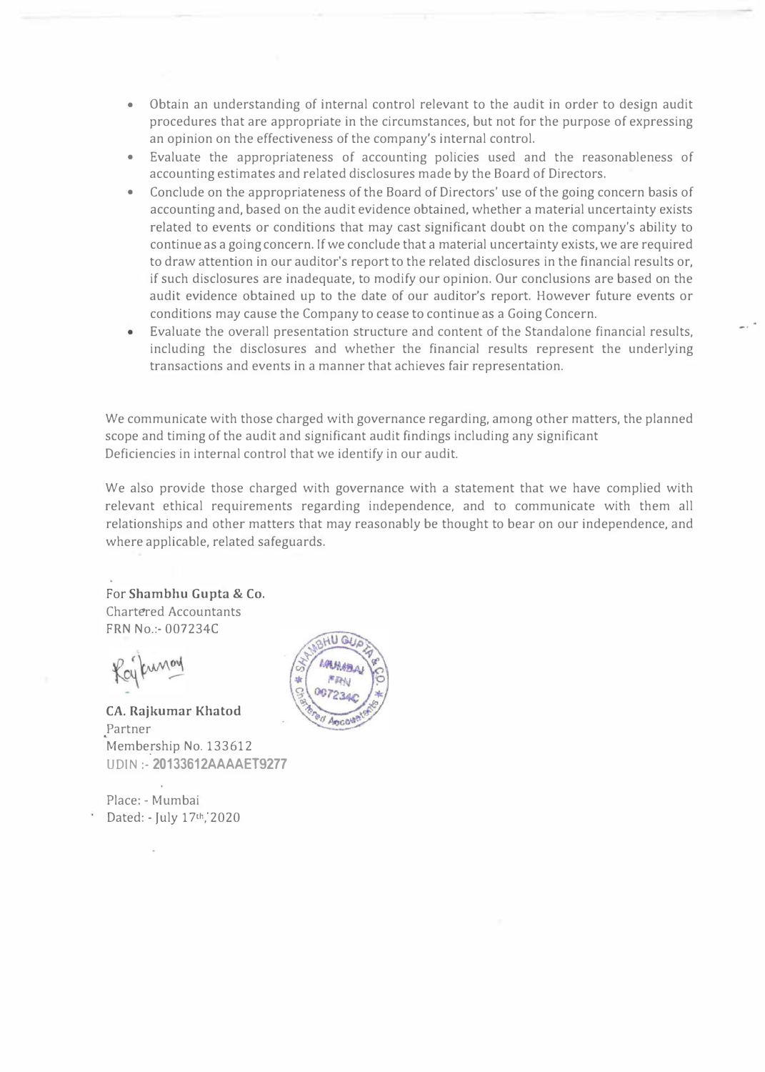- Obtain an understanding of internal control relevant to the audit in order to design audit procedures that are appropriate in the circumstances, but not for the purpose of expressing an opinion on the effectiveness of the company's internal control.
- Evaluate the appropriateness of accounting policies used and the reasonableness of accounting estimates and related disclosures made by the Board of Directors.
- Conclude on the appropriateness of the Board of Directors' use of the going concern basis of accounting and, based on the audit evidence obtained, whether a material uncertainty exists related to events or conditions that may cast significant doubt on the company's ability to continue as a going concern. If we conclude that a material uncertainty exists, we are required to draw attention in our auditor's report to the related disclosures in the financial results or, if such disclosures are inadequate, to modify our opinion. Our conclusions are based on the audit evidence obtained up to the date of our auditor's report. However future events or conditions may cause the Company to cease to continue as a Going Concern.
- Evaluate the overall presentation structure and content of the Standalone financial results, including the disclosures and whether the financial results represent the underlying transactions and events in a manner that achieves fair representation.

We communicate with those charged with governance regarding, among other matters, the planned scope and timing of the audit and significant audit findings including any significant Deficiencies in internal control that we identify in our audit.

We also provide those charged with governance with a statement that we have complied with relevant ethical requirements regarding independence, and to communicate with them all relationships and other matters that may reasonably be thought to bear on our independence, and where applicable, related safeguards.

For **Shambhu Gupta & Co.**
Chartered Accountants
FRN No.:- 007234C

**CA. Rajkumar Khatod**
Partner
Membership No. 133612
UDIN :- **20133612AAAAET9277**

Place: - Mumbai
Dated: - July 17th, 2020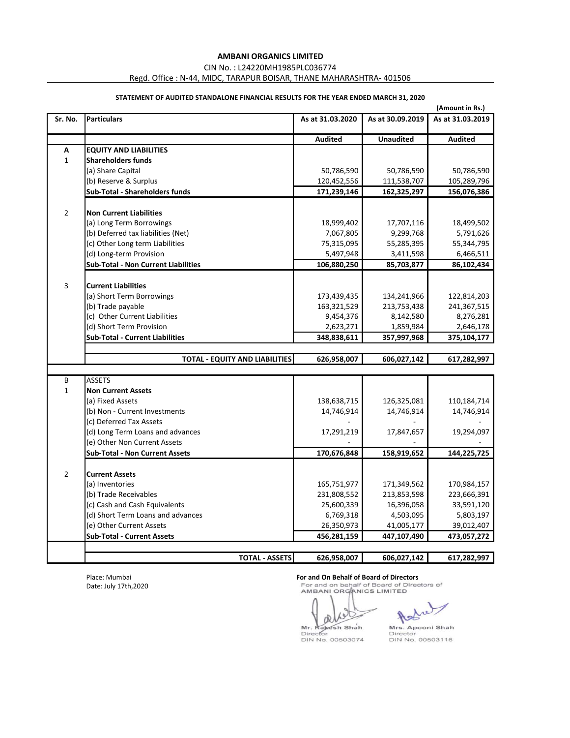**AMBANI ORGANICS LIMITED**

CIN No. : L24220MH1985PLC036774

Regd. Office : N-44, MIDC, TARAPUR BOISAR, THANE MAHARASHTRA- 401506

**STATEMENT OF AUDITED STANDALONE FINANCIAL RESULTS FOR THE YEAR ENDED MARCH 31, 2020**

(Amount in Rs.)

| Sr. No. | Particulars | As at 31.03.2020 | As at 30.09.2019 | As at 31.03.2019 |
|---|---|---|---|---|
| | | **Audited** | **Unaudited** | **Audited** |
| **A** | **EQUITY AND LIABILITIES** | | | |
| 1 | **Shareholders funds** | | | |
| | (a) Share Capital | 50,786,590 | 50,786,590 | 50,786,590 |
| | (b) Reserve & Surplus | 120,452,556 | 111,538,707 | 105,289,796 |
| | **Sub-Total - Shareholders funds** | **171,239,146** | **162,325,297** | **156,076,386** |
| 2 | **Non Current Liabilities** | | | |
| | (a) Long Term Borrowings | 18,999,402 | 17,707,116 | 18,499,502 |
| | (b) Deferred tax liabilities (Net) | 7,067,805 | 9,299,768 | 5,791,626 |
| | (c) Other Long term Liabilities | 75,315,095 | 55,285,395 | 55,344,795 |
| | (d) Long-term Provision | 5,497,948 | 3,411,598 | 6,466,511 |
| | **Sub-Total - Non Current Liabilities** | **106,880,250** | **85,703,877** | **86,102,434** |
| 3 | **Current Liabilities** | | | |
| | (a) Short Term Borrowings | 173,439,435 | 134,241,966 | 122,814,203 |
| | (b) Trade payable | 163,321,529 | 213,753,438 | 241,367,515 |
| | (c) Other Current Liabilities | 9,454,376 | 8,142,580 | 8,276,281 |
| | (d) Short Term Provision | 2,623,271 | 1,859,984 | 2,646,178 |
| | **Sub-Total - Current Liabilities** | **348,838,611** | **357,997,968** | **375,104,177** |
| | **TOTAL - EQUITY AND LIABILITIES** | **626,958,007** | **606,027,142** | **617,282,997** |
| B | ASSETS | | | |
| 1 | **Non Current Assets** | | | |
| | (a) Fixed Assets | 138,638,715 | 126,325,081 | 110,184,714 |
| | (b) Non - Current Investments | 14,746,914 | 14,746,914 | 14,746,914 |
| | (c) Deferred Tax Assets | - | - | - |
| | (d) Long Term Loans and advances | 17,291,219 | 17,847,657 | 19,294,097 |
| | (e) Other Non Current Assets | - | - | - |
| | **Sub-Total - Non Current Assets** | **170,676,848** | **158,919,652** | **144,225,725** |
| 2 | **Current Assets** | | | |
| | (a) Inventories | 165,751,977 | 171,349,562 | 170,984,157 |
| | (b) Trade Receivables | 231,808,552 | 213,853,598 | 223,666,391 |
| | (c) Cash and Cash Equivalents | 25,600,339 | 16,396,058 | 33,591,120 |
| | (d) Short Term Loans and advances | 6,769,318 | 4,503,095 | 5,803,197 |
| | (e) Other Current Assets | 26,350,973 | 41,005,177 | 39,012,407 |
| | **Sub-Total - Current Assets** | **456,281,159** | **447,107,490** | **473,057,272** |
| | **TOTAL - ASSETS** | **626,958,007** | **606,027,142** | **617,282,997** |

Place: Mumbai
Date: July 17th,2020

**For and On Behalf of Board of Directors**

For and on behalf of Board of Directors
AMBANI ORGANICS LIMITED

Mr. Rakesh Shah
Director
DIN No. 00503074

Mrs. Apooni Shah
Director
DIN No. 00503116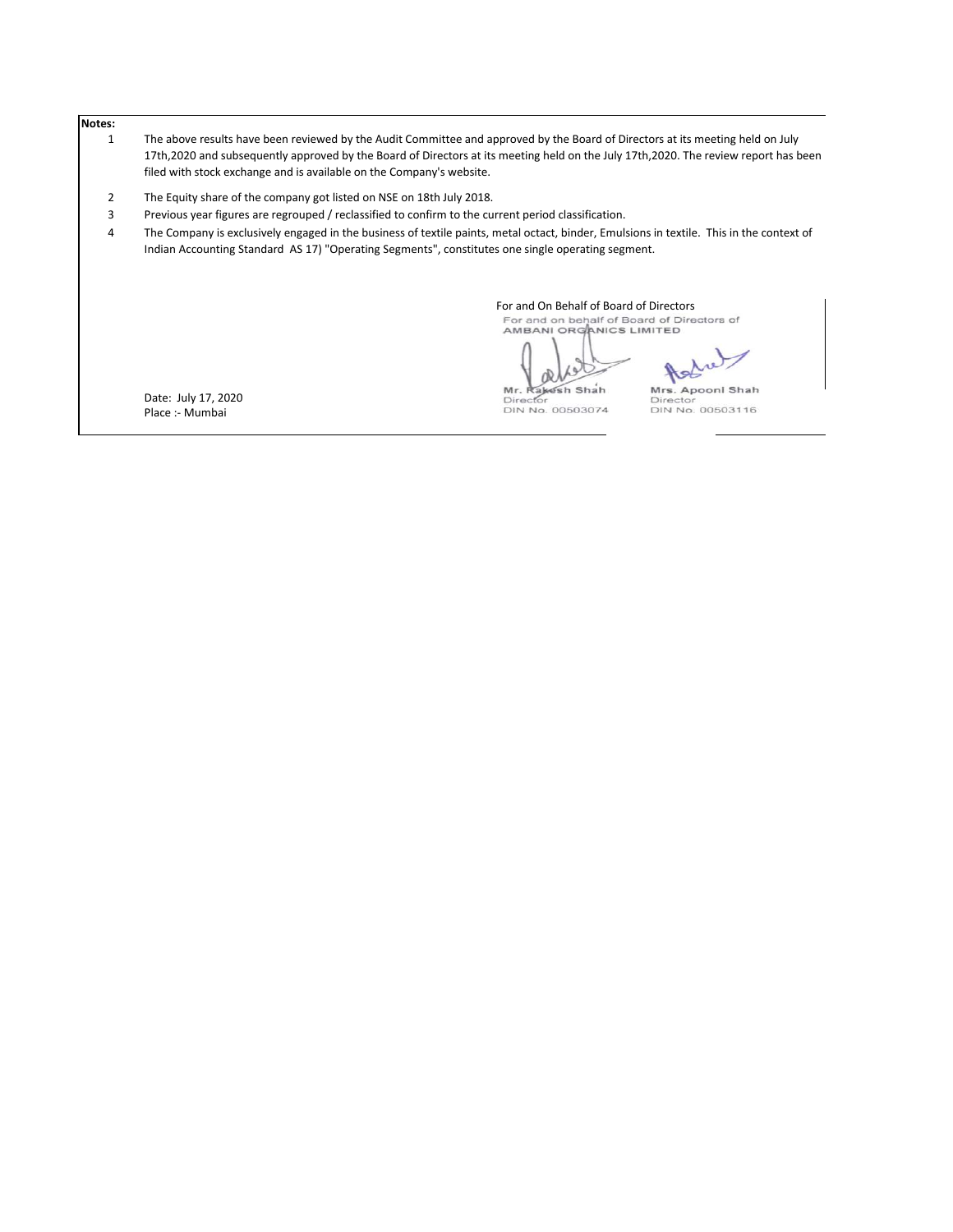**Notes:**

1. The above results have been reviewed by the Audit Committee and approved by the Board of Directors at its meeting held on July 17th,2020 and subsequently approved by the Board of Directors at its meeting held on the July 17th,2020. The review report has been filed with stock exchange and is available on the Company's website.
2. The Equity share of the company got listed on NSE on 18th July 2018.
3. Previous year figures are regrouped / reclassified to confirm to the current period classification.
4. The Company is exclusively engaged in the business of textile paints, metal octact, binder, Emulsions in textile. This in the context of Indian Accounting Standard AS 17) "Operating Segments", constitutes one single operating segment.

For and On Behalf of Board of Directors

For and on behalf of Board of Directors of
**AMBANI ORGANICS LIMITED**

| | |
|---|---|
| Mr. Rakesh Shah | Mrs. Apooni Shah |
| Director | Director |
| DIN No. 00503074 | DIN No. 00503116 |

Date: July 17, 2020
Place :- Mumbai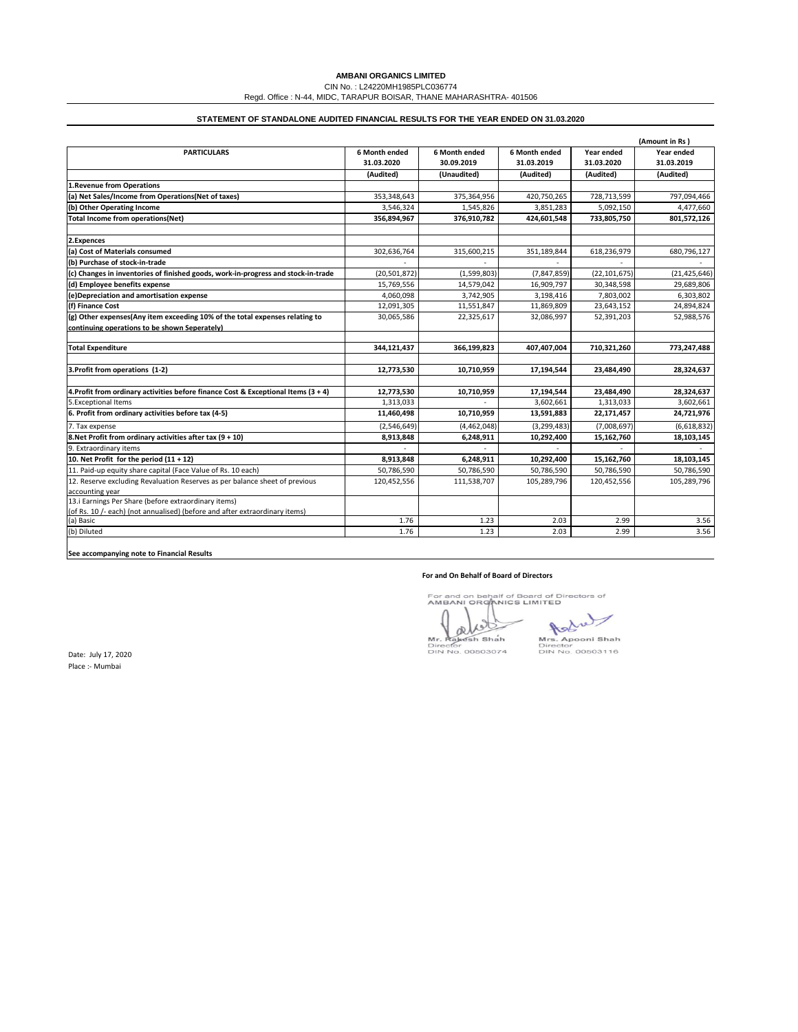**AMBANI ORGANICS LIMITED**

CIN No. : L24220MH1985PLC036774

Regd. Office : N-44, MIDC, TARAPUR BOISAR, THANE MAHARASHTRA- 401506

**STATEMENT OF STANDALONE AUDITED FINANCIAL RESULTS FOR THE YEAR ENDED ON 31.03.2020**

**(Amount in Rs )**

| PARTICULARS | 6 Month ended 31.03.2020 | 6 Month ended 30.09.2019 | 6 Month ended 31.03.2019 | Year ended 31.03.2020 | Year ended 31.03.2019 |
|---|---|---|---|---|---|
| | (Audited) | (Unaudited) | (Audited) | (Audited) | (Audited) |
| **1.Revenue from Operations** | | | | | |
| **(a) Net Sales/Income from Operations(Net of taxes)** | 353,348,643 | 375,364,956 | 420,750,265 | 728,713,599 | 797,094,466 |
| **(b) Other Operating Income** | 3,546,324 | 1,545,826 | 3,851,283 | 5,092,150 | 4,477,660 |
| **Total Income from operations(Net)** | **356,894,967** | **376,910,782** | **424,601,548** | **733,805,750** | **801,572,126** |
| **2.Expences** | | | | | |
| **(a) Cost of Materials consumed** | 302,636,764 | 315,600,215 | 351,189,844 | 618,236,979 | 680,796,127 |
| **(b) Purchase of stock-in-trade** | - | - | - | - | - |
| **(c) Changes in inventories of finished goods, work-in-progress and stock-in-trade** | (20,501,872) | (1,599,803) | (7,847,859) | (22,101,675) | (21,425,646) |
| **(d) Employee benefits expense** | 15,769,556 | 14,579,042 | 16,909,797 | 30,348,598 | 29,689,806 |
| **(e)Depreciation and amortisation expense** | 4,060,098 | 3,742,905 | 3,198,416 | 7,803,002 | 6,303,802 |
| **(f) Finance Cost** | 12,091,305 | 11,551,847 | 11,869,809 | 23,643,152 | 24,894,824 |
| **(g) Other expenses(Any item exceeding 10% of the total expenses relating to continuing operations to be shown Seperately)** | 30,065,586 | 22,325,617 | 32,086,997 | 52,391,203 | 52,988,576 |
| **Total Expenditure** | **344,121,437** | **366,199,823** | **407,407,004** | **710,321,260** | **773,247,488** |
| **3.Profit from operations (1-2)** | **12,773,530** | **10,710,959** | **17,194,544** | **23,484,490** | **28,324,637** |
| **4.Profit from ordinary activities before finance Cost & Exceptional Items (3 + 4)** | **12,773,530** | **10,710,959** | **17,194,544** | **23,484,490** | **28,324,637** |
| 5.Exceptional Items | 1,313,033 | - | 3,602,661 | 1,313,033 | 3,602,661 |
| **6. Profit from ordinary activities before tax (4-5)** | **11,460,498** | **10,710,959** | **13,591,883** | **22,171,457** | **24,721,976** |
| 7. Tax expense | (2,546,649) | (4,462,048) | (3,299,483) | (7,008,697) | (6,618,832) |
| **8.Net Profit from ordinary activities after tax (9 + 10)** | **8,913,848** | **6,248,911** | **10,292,400** | **15,162,760** | **18,103,145** |
| 9. Extraordinary items | - | - | - | - | - |
| **10. Net Profit for the period (11 + 12)** | **8,913,848** | **6,248,911** | **10,292,400** | **15,162,760** | **18,103,145** |
| 11. Paid-up equity share capital (Face Value of Rs. 10 each) | 50,786,590 | 50,786,590 | 50,786,590 | 50,786,590 | 50,786,590 |
| 12. Reserve excluding Revaluation Reserves as per balance sheet of previous accounting year | 120,452,556 | 111,538,707 | 105,289,796 | 120,452,556 | 105,289,796 |
| 13.i Earnings Per Share (before extraordinary items) (of Rs. 10 /- each) (not annualised) (before and after extraordinary items) | | | | | |
| (a) Basic | 1.76 | 1.23 | 2.03 | 2.99 | 3.56 |
| (b) Diluted | 1.76 | 1.23 | 2.03 | 2.99 | 3.56 |

**See accompanying note to Financial Results**

**For and On Behalf of Board of Directors**

For and on behalf of Board of Directors of AMBANI ORGANICS LIMITED

Mr. Rakesh Shah
Director
DIN No. 00503074

Mrs. Apooni Shah
Director
DIN No. 00503116

Date: July 17, 2020

Place :- Mumbai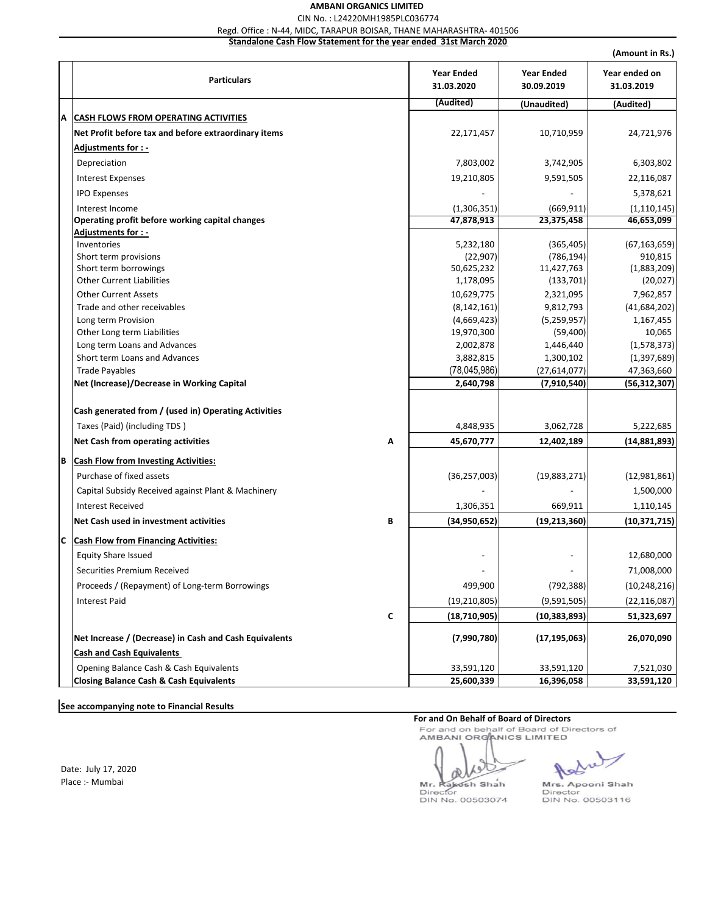**AMBANI ORGANICS LIMITED**

CIN No. : L24220MH1985PLC036774

Regd. Office : N-44, MIDC, TARAPUR BOISAR, THANE MAHARASHTRA- 401506

**Standalone Cash Flow Statement for the year ended 31st March 2020**

**(Amount in Rs.)**

| | Particulars | | Year Ended 31.03.2020 (Audited) | Year Ended 30.09.2019 (Unaudited) | Year ended on 31.03.2019 (Audited) |
|---|---|---|---|---|---|
| A | **CASH FLOWS FROM OPERATING ACTIVITIES** | | | | |
| | **Net Profit before tax and before extraordinary items** | | 22,171,457 | 10,710,959 | 24,721,976 |
| | **Adjustments for : -** | | | | |
| | Depreciation | | 7,803,002 | 3,742,905 | 6,303,802 |
| | Interest Expenses | | 19,210,805 | 9,591,505 | 22,116,087 |
| | IPO Expenses | | - | - | 5,378,621 |
| | Interest Income | | (1,306,351) | (669,911) | (1,110,145) |
| | **Operating profit before working capital changes** | | **47,878,913** | **23,375,458** | **46,653,099** |
| | **Adjustments for : -** | | | | |
| | Inventories | | 5,232,180 | (365,405) | (67,163,659) |
| | Short term provisions | | (22,907) | (786,194) | 910,815 |
| | Short term borrowings | | 50,625,232 | 11,427,763 | (1,883,209) |
| | Other Current Liabilities | | 1,178,095 | (133,701) | (20,027) |
| | Other Current Assets | | 10,629,775 | 2,321,095 | 7,962,857 |
| | Trade and other receivables | | (8,142,161) | 9,812,793 | (41,684,202) |
| | Long term Provision | | (4,669,423) | (5,259,957) | 1,167,455 |
| | Other Long term Liabilities | | 19,970,300 | (59,400) | 10,065 |
| | Long term Loans and Advances | | 2,002,878 | 1,446,440 | (1,578,373) |
| | Short term Loans and Advances | | 3,882,815 | 1,300,102 | (1,397,689) |
| | Trade Payables | | (78,045,986) | (27,614,077) | 47,363,660 |
| | **Net (Increase)/Decrease in Working Capital** | | **2,640,798** | **(7,910,540)** | **(56,312,307)** |
| | **Cash generated from / (used in) Operating Activities** | | | | |
| | Taxes (Paid) (including TDS ) | | 4,848,935 | 3,062,728 | 5,222,685 |
| | **Net Cash from operating activities** | **A** | **45,670,777** | **12,402,189** | **(14,881,893)** |
| B | **Cash Flow from Investing Activities:** | | | | |
| | Purchase of fixed assets | | (36,257,003) | (19,883,271) | (12,981,861) |
| | Capital Subsidy Received against Plant & Machinery | | - | - | 1,500,000 |
| | Interest Received | | 1,306,351 | 669,911 | 1,110,145 |
| | **Net Cash used in investment activities** | **B** | **(34,950,652)** | **(19,213,360)** | **(10,371,715)** |
| C | **Cash Flow from Financing Activities:** | | | | |
| | Equity Share Issued | | - | - | 12,680,000 |
| | Securities Premium Received | | - | - | 71,008,000 |
| | Proceeds / (Repayment) of Long-term Borrowings | | 499,900 | (792,388) | (10,248,216) |
| | Interest Paid | | (19,210,805) | (9,591,505) | (22,116,087) |
| | | **C** | **(18,710,905)** | **(10,383,893)** | **51,323,697** |
| | **Net Increase / (Decrease) in Cash and Cash Equivalents** | | **(7,990,780)** | **(17,195,063)** | **26,070,090** |
| | **Cash and Cash Equivalents** | | | | |
| | Opening Balance Cash & Cash Equivalents | | 33,591,120 | 33,591,120 | 7,521,030 |
| | **Closing Balance Cash & Cash Equivalents** | | **25,600,339** | **16,396,058** | **33,591,120** |

**See accompanying note to Financial Results**

**For and On Behalf of Board of Directors**

For and on behalf of Board of Directors
AMBANI ORGANICS LIMITED

Date: July 17, 2020
Place :- Mumbai

Mr. Rakesh Shah
Director
DIN No. 00503074

Mrs. Apooni Shah
Director
DIN No. 00503116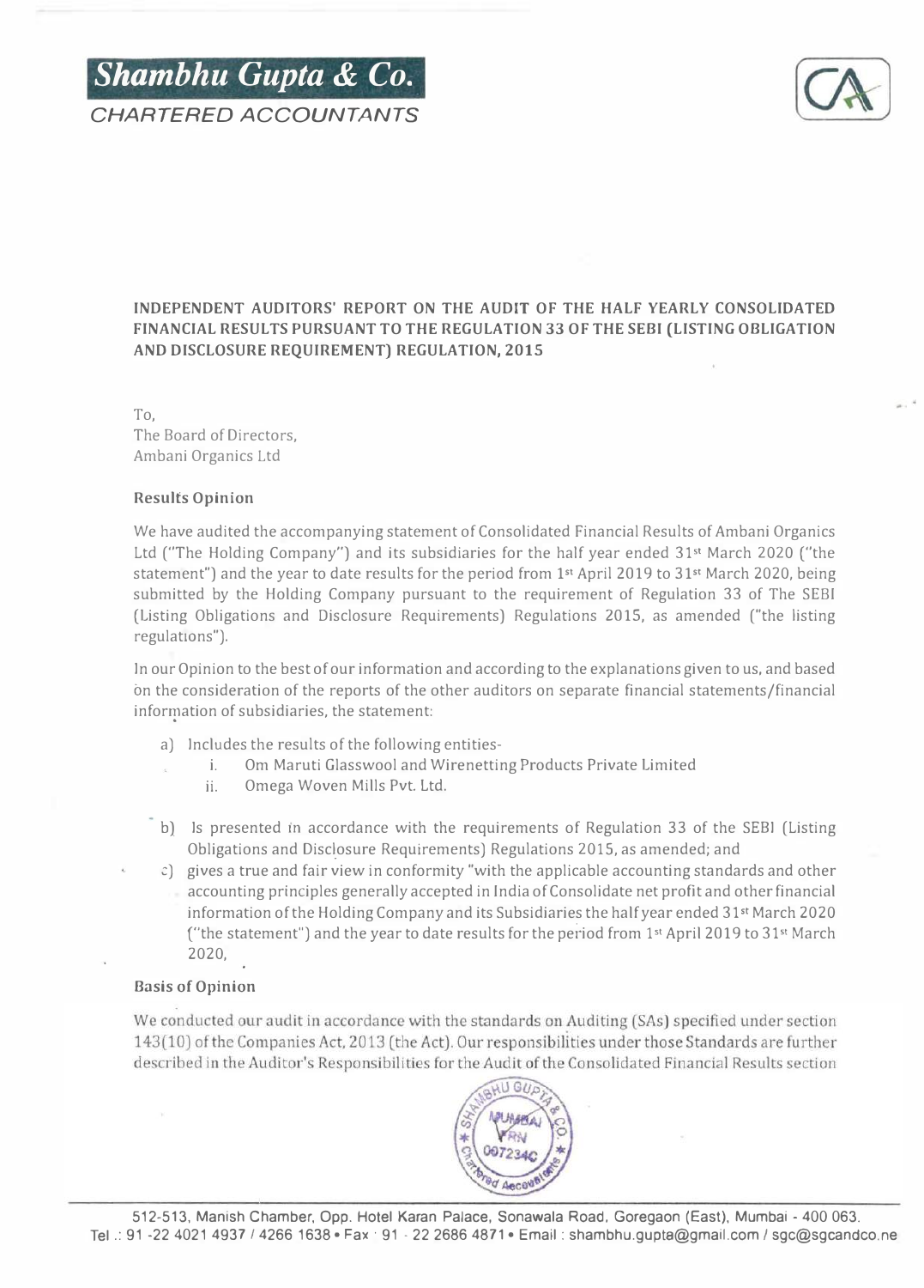**Shambhu Gupta & Co.**

*CHARTERED ACCOUNTANTS*

**INDEPENDENT AUDITORS' REPORT ON THE AUDIT OF THE HALF YEARLY CONSOLIDATED FINANCIAL RESULTS PURSUANT TO THE REGULATION 33 OF THE SEBI (LISTING OBLIGATION AND DISCLOSURE REQUIREMENT) REGULATION, 2015**

To,
The Board of Directors,
Ambani Organics Ltd

**Results Opinion**

We have audited the accompanying statement of Consolidated Financial Results of Ambani Organics Ltd ("The Holding Company") and its subsidiaries for the half year ended 31st March 2020 ("the statement") and the year to date results for the period from 1st April 2019 to 31st March 2020, being submitted by the Holding Company pursuant to the requirement of Regulation 33 of The SEBI (Listing Obligations and Disclosure Requirements) Regulations 2015, as amended ("the listing regulations").

In our Opinion to the best of our information and according to the explanations given to us, and based on the consideration of the reports of the other auditors on separate financial statements/financial information of subsidiaries, the statement:

a) Includes the results of the following entities-
   i. Om Maruti Glasswool and Wirenetting Products Private Limited
   ii. Omega Woven Mills Pvt. Ltd.

b) Is presented in accordance with the requirements of Regulation 33 of the SEBI (Listing Obligations and Disclosure Requirements) Regulations 2015, as amended; and

c) gives a true and fair view in conformity "with the applicable accounting standards and other accounting principles generally accepted in India of Consolidate net profit and other financial information of the Holding Company and its Subsidiaries the half year ended 31st March 2020 ("the statement") and the year to date results for the period from 1st April 2019 to 31st March 2020,

**Basis of Opinion**

We conducted our audit in accordance with the standards on Auditing (SAs) specified under section 143(10) of the Companies Act, 2013 (the Act). Our responsibilities under those Standards are further described in the Auditor's Responsibilities for the Audit of the Consolidated Financial Results section

512-513, Manish Chamber, Opp. Hotel Karan Palace, Sonawala Road, Goregaon (East), Mumbai - 400 063.
Tel.: 91 -22 4021 4937 / 4266 1638 • Fax : 91 - 22 2686 4871 • Email : shambhu.gupta@gmail.com / sgc@sgcandco.ne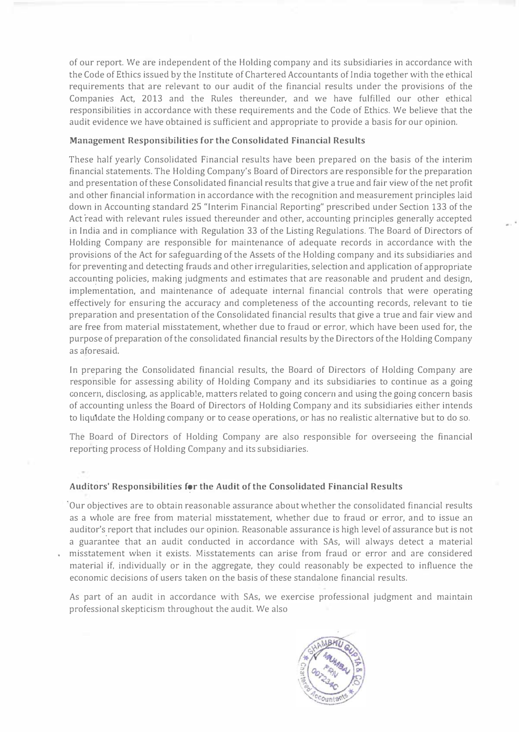of our report. We are independent of the Holding company and its subsidiaries in accordance with the Code of Ethics issued by the Institute of Chartered Accountants of India together with the ethical requirements that are relevant to our audit of the financial results under the provisions of the Companies Act, 2013 and the Rules thereunder, and we have fulfilled our other ethical responsibilities in accordance with these requirements and the Code of Ethics. We believe that the audit evidence we have obtained is sufficient and appropriate to provide a basis for our opinion.

### Management Responsibilities for the Consolidated Financial Results

These half yearly Consolidated Financial results have been prepared on the basis of the interim financial statements. The Holding Company's Board of Directors are responsible for the preparation and presentation of these Consolidated financial results that give a true and fair view of the net profit and other financial information in accordance with the recognition and measurement principles laid down in Accounting standard 25 "Interim Financial Reporting" prescribed under Section 133 of the Act read with relevant rules issued thereunder and other, accounting principles generally accepted in India and in compliance with Regulation 33 of the Listing Regulations. The Board of Directors of Holding Company are responsible for maintenance of adequate records in accordance with the provisions of the Act for safeguarding of the Assets of the Holding company and its subsidiaries and for preventing and detecting frauds and other irregularities, selection and application of appropriate accounting policies, making judgments and estimates that are reasonable and prudent and design, implementation, and maintenance of adequate internal financial controls that were operating effectively for ensuring the accuracy and completeness of the accounting records, relevant to tie preparation and presentation of the Consolidated financial results that give a true and fair view and are free from material misstatement, whether due to fraud or error, which have been used for, the purpose of preparation of the consolidated financial results by the Directors of the Holding Company as aforesaid.

In preparing the Consolidated financial results, the Board of Directors of Holding Company are responsible for assessing ability of Holding Company and its subsidiaries to continue as a going concern, disclosing, as applicable, matters related to going concern and using the going concern basis of accounting unless the Board of Directors of Holding Company and its subsidiaries either intends to liquidate the Holding company or to cease operations, or has no realistic alternative but to do so.

The Board of Directors of Holding Company are also responsible for overseeing the financial reporting process of Holding Company and its subsidiaries.

### Auditors' Responsibilities for the Audit of the Consolidated Financial Results

Our objectives are to obtain reasonable assurance about whether the consolidated financial results as a whole are free from material misstatement, whether due to fraud or error, and to issue an auditor's report that includes our opinion. Reasonable assurance is high level of assurance but is not a guarantee that an audit conducted in accordance with SAs, will always detect a material misstatement when it exists. Misstatements can arise from fraud or error and are considered material if, individually or in the aggregate, they could reasonably be expected to influence the economic decisions of users taken on the basis of these standalone financial results.

As part of an audit in accordance with SAs, we exercise professional judgment and maintain professional skepticism throughout the audit. We also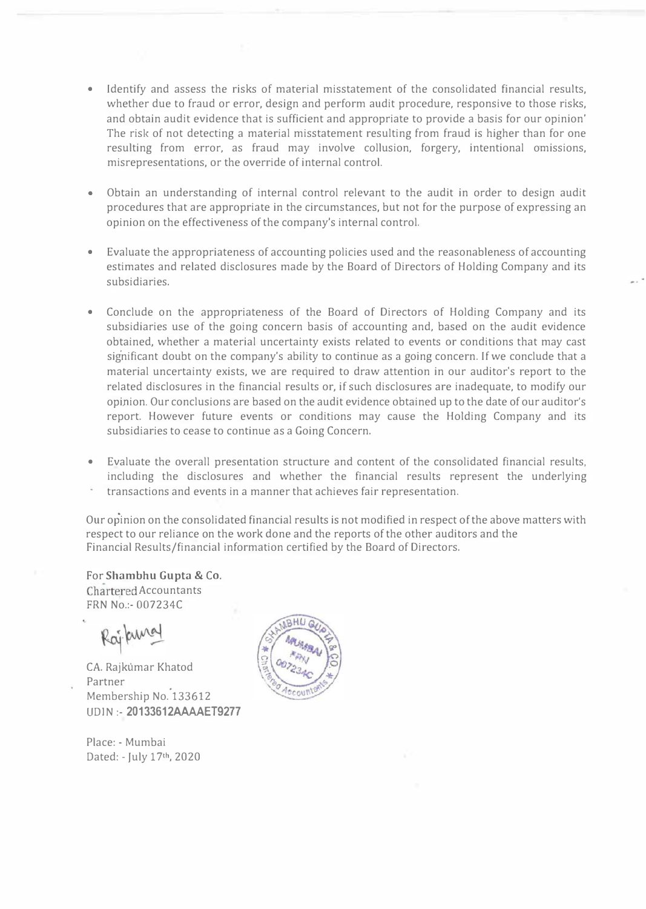- Identify and assess the risks of material misstatement of the consolidated financial results, whether due to fraud or error, design and perform audit procedure, responsive to those risks, and obtain audit evidence that is sufficient and appropriate to provide a basis for our opinion' The risk of not detecting a material misstatement resulting from fraud is higher than for one resulting from error, as fraud may involve collusion, forgery, intentional omissions, misrepresentations, or the override of internal control.

- Obtain an understanding of internal control relevant to the audit in order to design audit procedures that are appropriate in the circumstances, but not for the purpose of expressing an opinion on the effectiveness of the company's internal control.

- Evaluate the appropriateness of accounting policies used and the reasonableness of accounting estimates and related disclosures made by the Board of Directors of Holding Company and its subsidiaries.

- Conclude on the appropriateness of the Board of Directors of Holding Company and its subsidiaries use of the going concern basis of accounting and, based on the audit evidence obtained, whether a material uncertainty exists related to events or conditions that may cast significant doubt on the company's ability to continue as a going concern. If we conclude that a material uncertainty exists, we are required to draw attention in our auditor's report to the related disclosures in the financial results or, if such disclosures are inadequate, to modify our opinion. Our conclusions are based on the audit evidence obtained up to the date of our auditor's report. However future events or conditions may cause the Holding Company and its subsidiaries to cease to continue as a Going Concern.

- Evaluate the overall presentation structure and content of the consolidated financial results, including the disclosures and whether the financial results represent the underlying transactions and events in a manner that achieves fair representation.

Our opinion on the consolidated financial results is not modified in respect of the above matters with respect to our reliance on the work done and the reports of the other auditors and the Financial Results/financial information certified by the Board of Directors.

For **Shambhu Gupta & Co.**
Chartered Accountants
FRN No.:- 007234C

CA. Rajkumar Khatod
Partner
Membership No. 133612
UDIN :- **20133612AAAAET9277**

Place: - Mumbai
Dated: - July 17th, 2020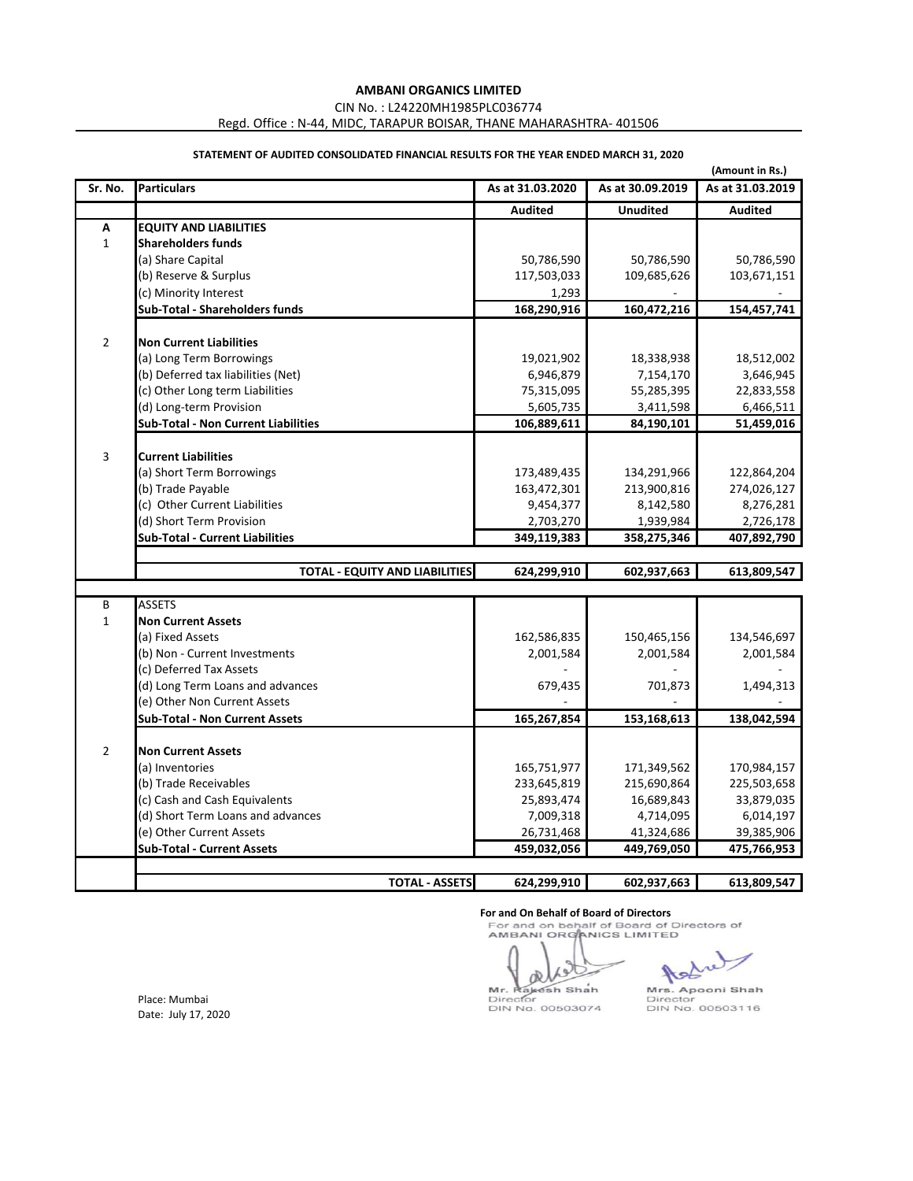# AMBANI ORGANICS LIMITED

CIN No. : L24220MH1985PLC036774

Regd. Office : N-44, MIDC, TARAPUR BOISAR, THANE MAHARASHTRA- 401506

**STATEMENT OF AUDITED CONSOLIDATED FINANCIAL RESULTS FOR THE YEAR ENDED MARCH 31, 2020**

(Amount in Rs.)

| Sr. No. | Particulars | As at 31.03.2020 | As at 30.09.2019 | As at 31.03.2019 |
|---|---|---|---|---|
| | | **Audited** | **Unudited** | **Audited** |
| **A** | **EQUITY AND LIABILITIES** | | | |
| 1 | **Shareholders funds** | | | |
| | (a) Share Capital | 50,786,590 | 50,786,590 | 50,786,590 |
| | (b) Reserve & Surplus | 117,503,033 | 109,685,626 | 103,671,151 |
| | (c) Minority Interest | 1,293 | - | - |
| | **Sub-Total - Shareholders funds** | **168,290,916** | **160,472,216** | **154,457,741** |
| 2 | **Non Current Liabilities** | | | |
| | (a) Long Term Borrowings | 19,021,902 | 18,338,938 | 18,512,002 |
| | (b) Deferred tax liabilities (Net) | 6,946,879 | 7,154,170 | 3,646,945 |
| | (c) Other Long term Liabilities | 75,315,095 | 55,285,395 | 22,833,558 |
| | (d) Long-term Provision | 5,605,735 | 3,411,598 | 6,466,511 |
| | **Sub-Total - Non Current Liabilities** | **106,889,611** | **84,190,101** | **51,459,016** |
| 3 | **Current Liabilities** | | | |
| | (a) Short Term Borrowings | 173,489,435 | 134,291,966 | 122,864,204 |
| | (b) Trade Payable | 163,472,301 | 213,900,816 | 274,026,127 |
| | (c) Other Current Liabilities | 9,454,377 | 8,142,580 | 8,276,281 |
| | (d) Short Term Provision | 2,703,270 | 1,939,984 | 2,726,178 |
| | **Sub-Total - Current Liabilities** | **349,119,383** | **358,275,346** | **407,892,790** |
| | **TOTAL - EQUITY AND LIABILITIES** | **624,299,910** | **602,937,663** | **613,809,547** |
| B | ASSETS | | | |
| 1 | **Non Current Assets** | | | |
| | (a) Fixed Assets | 162,586,835 | 150,465,156 | 134,546,697 |
| | (b) Non - Current Investments | 2,001,584 | 2,001,584 | 2,001,584 |
| | (c) Deferred Tax Assets | - | - | - |
| | (d) Long Term Loans and advances | 679,435 | 701,873 | 1,494,313 |
| | (e) Other Non Current Assets | - | - | - |
| | **Sub-Total - Non Current Assets** | **165,267,854** | **153,168,613** | **138,042,594** |
| 2 | **Non Current Assets** | | | |
| | (a) Inventories | 165,751,977 | 171,349,562 | 170,984,157 |
| | (b) Trade Receivables | 233,645,819 | 215,690,864 | 225,503,658 |
| | (c) Cash and Cash Equivalents | 25,893,474 | 16,689,843 | 33,879,035 |
| | (d) Short Term Loans and advances | 7,009,318 | 4,714,095 | 6,014,197 |
| | (e) Other Current Assets | 26,731,468 | 41,324,686 | 39,385,906 |
| | **Sub-Total - Current Assets** | **459,032,056** | **449,769,050** | **475,766,953** |
| | **TOTAL - ASSETS** | **624,299,910** | **602,937,663** | **613,809,547** |

**For and On Behalf of Board of Directors**

For and on behalf of Board of Directors of AMBANI ORGANICS LIMITED

Mr. Rakesh Shah
Director
DIN No. 00503074

Mrs. Apooni Shah
Director
DIN No. 00503116

Place: Mumbai

Date: July 17, 2020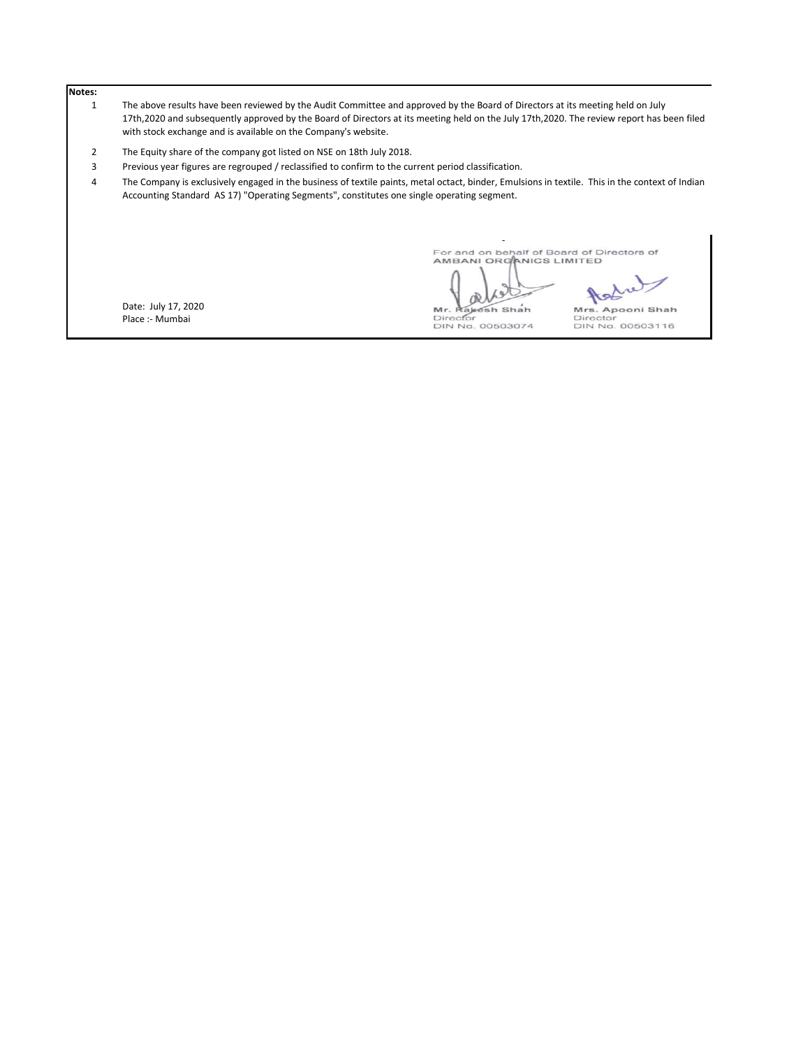**Notes:**

1. The above results have been reviewed by the Audit Committee and approved by the Board of Directors at its meeting held on July 17th,2020 and subsequently approved by the Board of Directors at its meeting held on the July 17th,2020. The review report has been filed with stock exchange and is available on the Company's website.
2. The Equity share of the company got listed on NSE on 18th July 2018.
3. Previous year figures are regrouped / reclassified to confirm to the current period classification.
4. The Company is exclusively engaged in the business of textile paints, metal octact, binder, Emulsions in textile. This in the context of Indian Accounting Standard AS 17) "Operating Segments", constitutes one single operating segment.

For and on behalf of Board of Directors of
AMBANI ORGANICS LIMITED

Date: July 17, 2020
Place :- Mumbai

| Mr. Rakesh Shah | Mrs. Apooni Shah |
| --- | --- |
| Director | Director |
| DIN No. 00503074 | DIN No. 00503116 |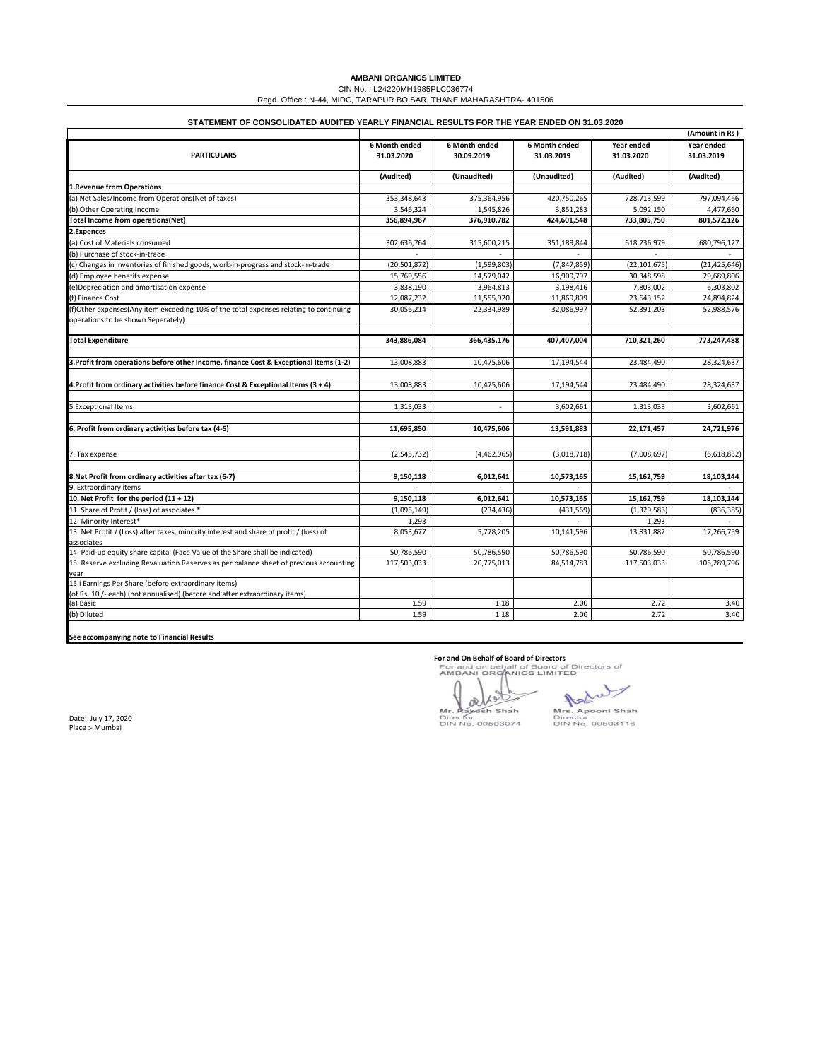**AMBANI ORGANICS LIMITED**

CIN No. : L24220MH1985PLC036774

Regd. Office : N-44, MIDC, TARAPUR BOISAR, THANE MAHARASHTRA- 401506

**STATEMENT OF CONSOLIDATED AUDITED YEARLY FINANCIAL RESULTS FOR THE YEAR ENDED ON 31.03.2020**

(Amount in Rs )

| PARTICULARS | 6 Month ended 31.03.2020 | 6 Month ended 30.09.2019 | 6 Month ended 31.03.2019 | Year ended 31.03.2020 | Year ended 31.03.2019 |
|---|---|---|---|---|---|
| | (Audited) | (Unaudited) | (Unaudited) | (Audited) | (Audited) |
| **1.Revenue from Operations** | | | | | |
| (a) Net Sales/Income from Operations(Net of taxes) | 353,348,643 | 375,364,956 | 420,750,265 | 728,713,599 | 797,094,466 |
| (b) Other Operating Income | 3,546,324 | 1,545,826 | 3,851,283 | 5,092,150 | 4,477,660 |
| **Total Income from operations(Net)** | **356,894,967** | **376,910,782** | **424,601,548** | **733,805,750** | **801,572,126** |
| **2.Expences** | | | | | |
| (a) Cost of Materials consumed | 302,636,764 | 315,600,215 | 351,189,844 | 618,236,979 | 680,796,127 |
| (b) Purchase of stock-in-trade | - | - | - | - | - |
| (c) Changes in inventories of finished goods, work-in-progress and stock-in-trade | (20,501,872) | (1,599,803) | (7,847,859) | (22,101,675) | (21,425,646) |
| (d) Employee benefits expense | 15,769,556 | 14,579,042 | 16,909,797 | 30,348,598 | 29,689,806 |
| (e)Depreciation and amortisation expense | 3,838,190 | 3,964,813 | 3,198,416 | 7,803,002 | 6,303,802 |
| (f) Finance Cost | 12,087,232 | 11,555,920 | 11,869,809 | 23,643,152 | 24,894,824 |
| (f)Other expenses(Any item exceeding 10% of the total expenses relating to continuing operations to be shown Seperately) | 30,056,214 | 22,334,989 | 32,086,997 | 52,391,203 | 52,988,576 |
| **Total Expenditure** | **343,886,084** | **366,435,176** | **407,407,004** | **710,321,260** | **773,247,488** |
| **3.Profit from operations before other Income, finance Cost & Exceptional Items (1-2)** | 13,008,883 | 10,475,606 | 17,194,544 | 23,484,490 | 28,324,637 |
| **4.Profit from ordinary activities before finance Cost & Exceptional Items (3 + 4)** | 13,008,883 | 10,475,606 | 17,194,544 | 23,484,490 | 28,324,637 |
| 5.Exceptional Items | 1,313,033 | - | 3,602,661 | 1,313,033 | 3,602,661 |
| **6. Profit from ordinary activities before tax (4-5)** | **11,695,850** | **10,475,606** | **13,591,883** | **22,171,457** | **24,721,976** |
| 7. Tax expense | (2,545,732) | (4,462,965) | (3,018,718) | (7,008,697) | (6,618,832) |
| **8.Net Profit from ordinary activities after tax (6-7)** | **9,150,118** | **6,012,641** | **10,573,165** | **15,162,759** | **18,103,144** |
| 9. Extraordinary items | - | - | - | | - |
| **10. Net Profit for the period (11 + 12)** | **9,150,118** | **6,012,641** | **10,573,165** | **15,162,759** | **18,103,144** |
| 11. Share of Profit / (loss) of associates * | (1,095,149) | (234,436) | (431,569) | (1,329,585) | (836,385) |
| 12. Minority Interest* | 1,293 | - | - | 1,293 | - |
| 13. Net Profit / (Loss) after taxes, minority interest and share of profit / (loss) of associates | 8,053,677 | 5,778,205 | 10,141,596 | 13,831,882 | 17,266,759 |
| 14. Paid-up equity share capital (Face Value of the Share shall be indicated) | 50,786,590 | 50,786,590 | 50,786,590 | 50,786,590 | 50,786,590 |
| 15. Reserve excluding Revaluation Reserves as per balance sheet of previous accounting year | 117,503,033 | 20,775,013 | 84,514,783 | 117,503,033 | 105,289,796 |
| 15.i Earnings Per Share (before extraordinary items) (of Rs. 10 /- each) (not annualised) (before and after extraordinary items) | | | | | |
| (a) Basic | 1.59 | 1.18 | 2.00 | 2.72 | 3.40 |
| (b) Diluted | 1.59 | 1.18 | 2.00 | 2.72 | 3.40 |

**See accompanying note to Financial Results**

**For and On Behalf of Board of Directors**

For and on behalf of Board of Directors of AMBANI ORGANICS LIMITED

Mr. Rakesh Shah
Director
DIN No. 00503074

Mrs. Apooni Shah
Director
DIN No. 00503116

Date: July 17, 2020

Place :- Mumbai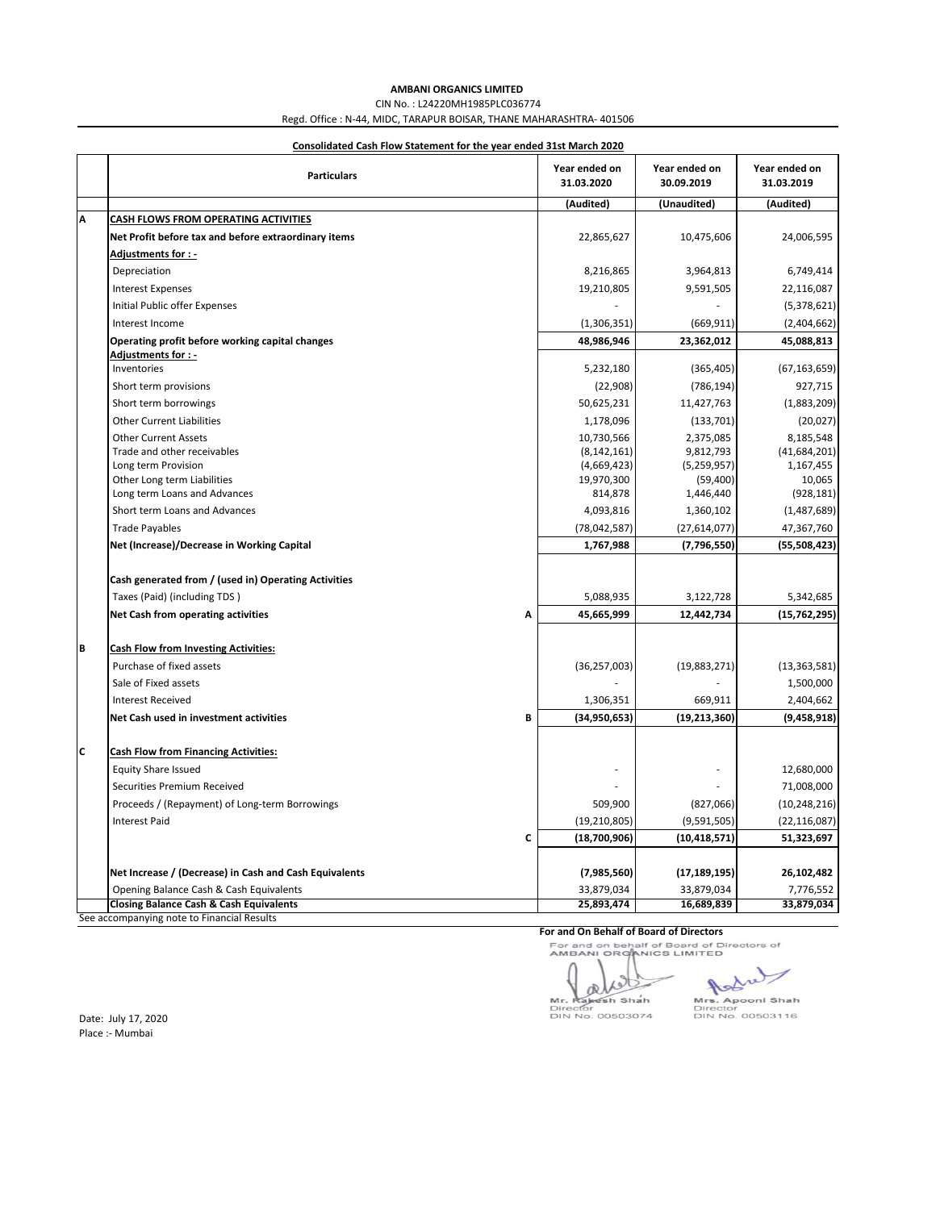**AMBANI ORGANICS LIMITED**

CIN No. : L24220MH1985PLC036774

Regd. Office : N-44, MIDC, TARAPUR BOISAR, THANE MAHARASHTRA- 401506

**Consolidated Cash Flow Statement for the year ended 31st March 2020**

| | Particulars | | Year ended on 31.03.2020 | Year ended on 30.09.2019 | Year ended on 31.03.2019 |
|---|---|---|---|---|---|
| | | | (Audited) | (Unaudited) | (Audited) |
| A | **CASH FLOWS FROM OPERATING ACTIVITIES** | | | | |
| | **Net Profit before tax and before extraordinary items** | | 22,865,627 | 10,475,606 | 24,006,595 |
| | **Adjustments for : -** | | | | |
| | Depreciation | | 8,216,865 | 3,964,813 | 6,749,414 |
| | Interest Expenses | | 19,210,805 | 9,591,505 | 22,116,087 |
| | Initial Public offer Expenses | | - | - | (5,378,621) |
| | Interest Income | | (1,306,351) | (669,911) | (2,404,662) |
| | **Operating profit before working capital changes** | | **48,986,946** | **23,362,012** | **45,088,813** |
| | **Adjustments for : -** | | | | |
| | Inventories | | 5,232,180 | (365,405) | (67,163,659) |
| | Short term provisions | | (22,908) | (786,194) | 927,715 |
| | Short term borrowings | | 50,625,231 | 11,427,763 | (1,883,209) |
| | Other Current Liabilities | | 1,178,096 | (133,701) | (20,027) |
| | Other Current Assets | | 10,730,566 | 2,375,085 | 8,185,548 |
| | Trade and other receivables | | (8,142,161) | 9,812,793 | (41,684,201) |
| | Long term Provision | | (4,669,423) | (5,259,957) | 1,167,455 |
| | Other Long term Liabilities | | 19,970,300 | (59,400) | 10,065 |
| | Long term Loans and Advances | | 814,878 | 1,446,440 | (928,181) |
| | Short term Loans and Advances | | 4,093,816 | 1,360,102 | (1,487,689) |
| | Trade Payables | | (78,042,587) | (27,614,077) | 47,367,760 |
| | **Net (Increase)/Decrease in Working Capital** | | **1,767,988** | **(7,796,550)** | **(55,508,423)** |
| | **Cash generated from / (used in) Operating Activities** | | | | |
| | Taxes (Paid) (including TDS ) | | 5,088,935 | 3,122,728 | 5,342,685 |
| | **Net Cash from operating activities** | **A** | **45,665,999** | **12,442,734** | **(15,762,295)** |
| B | **Cash Flow from Investing Activities:** | | | | |
| | Purchase of fixed assets | | (36,257,003) | (19,883,271) | (13,363,581) |
| | Sale of Fixed assets | | - | - | 1,500,000 |
| | Interest Received | | 1,306,351 | 669,911 | 2,404,662 |
| | **Net Cash used in investment activities** | **B** | **(34,950,653)** | **(19,213,360)** | **(9,458,918)** |
| C | **Cash Flow from Financing Activities:** | | | | |
| | Equity Share Issued | | - | - | 12,680,000 |
| | Securities Premium Received | | - | - | 71,008,000 |
| | Proceeds / (Repayment) of Long-term Borrowings | | 509,900 | (827,066) | (10,248,216) |
| | Interest Paid | | (19,210,805) | (9,591,505) | (22,116,087) |
| | | **C** | **(18,700,906)** | **(10,418,571)** | **51,323,697** |
| | **Net Increase / (Decrease) in Cash and Cash Equivalents** | | **(7,985,560)** | **(17,189,195)** | **26,102,482** |
| | Opening Balance Cash & Cash Equivalents | | 33,879,034 | 33,879,034 | 7,776,552 |
| | **Closing Balance Cash & Cash Equivalents** | | **25,893,474** | **16,689,839** | **33,879,034** |

See accompanying note to Financial Results

**For and On Behalf of Board of Directors**

For and on behalf of Board of Directors of AMBANI ORGANICS LIMITED

Mr. Rakesh Shah
Director
DIN No. 00503074

Mrs. Apooni Shah
Director
DIN No. 00503116

Date: July 17, 2020

Place :- Mumbai